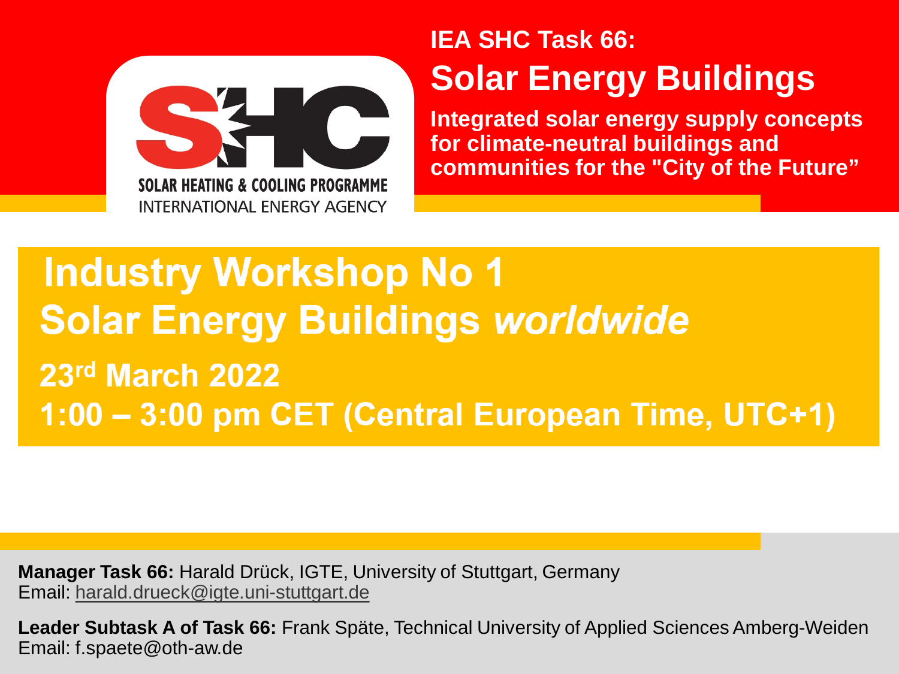SOLAR HEATING & COOLING PROGRAMME
INTERNATIONAL ENERGY AGENCY

**IEA SHC Task 66:**

# Solar Energy Buildings

**Integrated solar energy supply concepts for climate-neutral buildings and communities for the "City of the Future"**

## Industry Workshop No 1
## Solar Energy Buildings *worldwide*

**23rd March 2022**

**1:00 – 3:00 pm CET (Central European Time, UTC+1)**

**Manager Task 66:** Harald Drück, IGTE, University of Stuttgart, Germany
Email: harald.drueck@igte.uni-stuttgart.de

**Leader Subtask A of Task 66:** Frank Späte, Technical University of Applied Sciences Amberg-Weiden
Email: f.spaete@oth-aw.de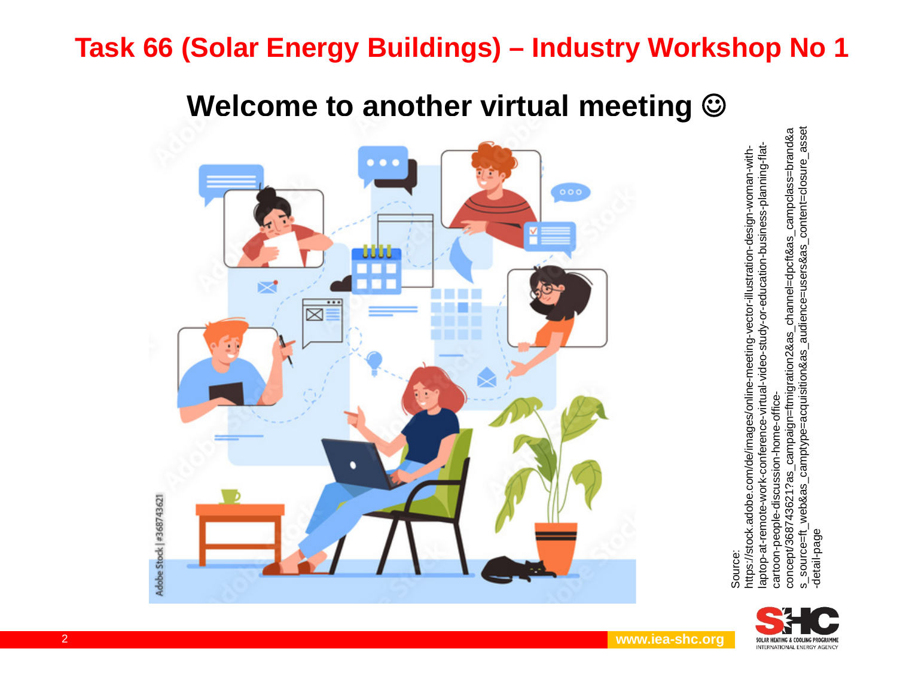# Task 66 (Solar Energy Buildings) – Industry Workshop No 1

## Welcome to another virtual meeting ☺

Source: https://stock.adobe.com/de/images/online-meeting-vector-illustration-design-woman-with-laptop-at-remote-work-conference-virtual-video-study-or-education-business-planning-flat-cartoon-people-discussion-home-office-concept/368743621?as_campaign=ftmigration2&as_channel=dpcft&as_campclass=brand&as_source=ft_web&as_camptype=acquisition&as_audience=users&as_content=closure_asset-detail-page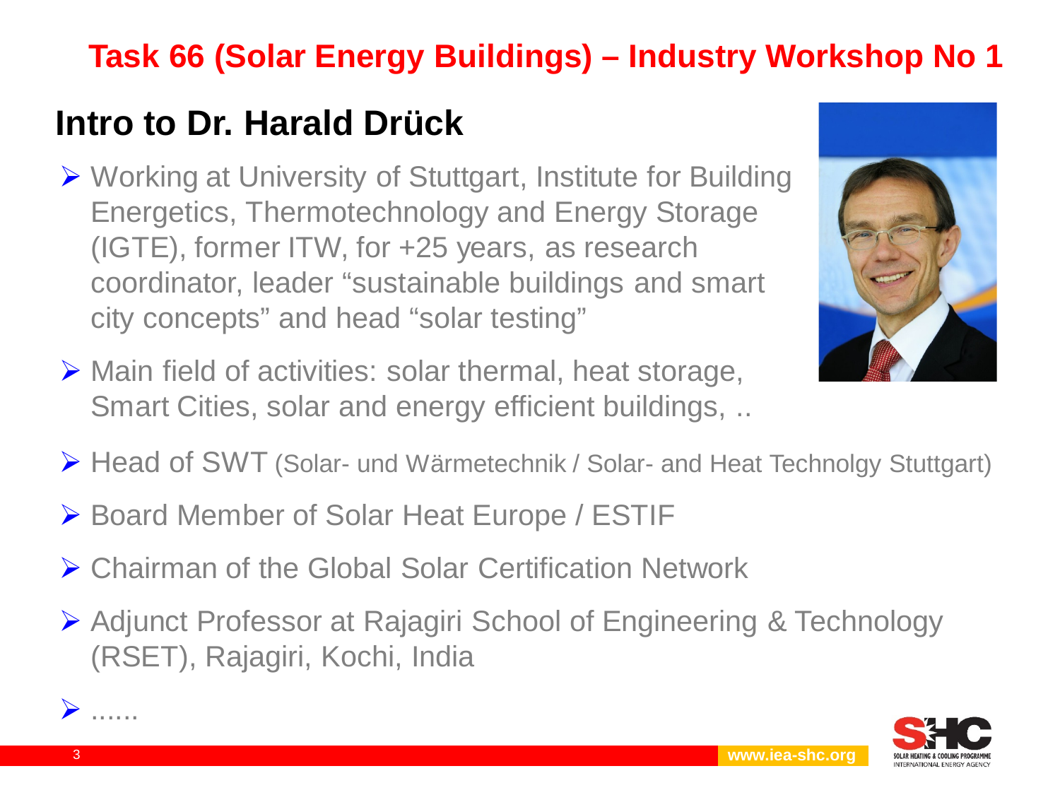# Task 66 (Solar Energy Buildings) – Industry Workshop No 1

## Intro to Dr. Harald Drück

- Working at University of Stuttgart, Institute for Building Energetics, Thermotechnology and Energy Storage (IGTE), former ITW, for +25 years, as research coordinator, leader "sustainable buildings and smart city concepts" and head "solar testing"
- Main field of activities: solar thermal, heat storage, Smart Cities, solar and energy efficient buildings, ..
- Head of SWT (Solar- und Wärmetechnik / Solar- and Heat Technolgy Stuttgart)
- Board Member of Solar Heat Europe / ESTIF
- Chairman of the Global Solar Certification Network
- Adjunct Professor at Rajagiri School of Engineering & Technology (RSET), Rajagiri, Kochi, India
- ......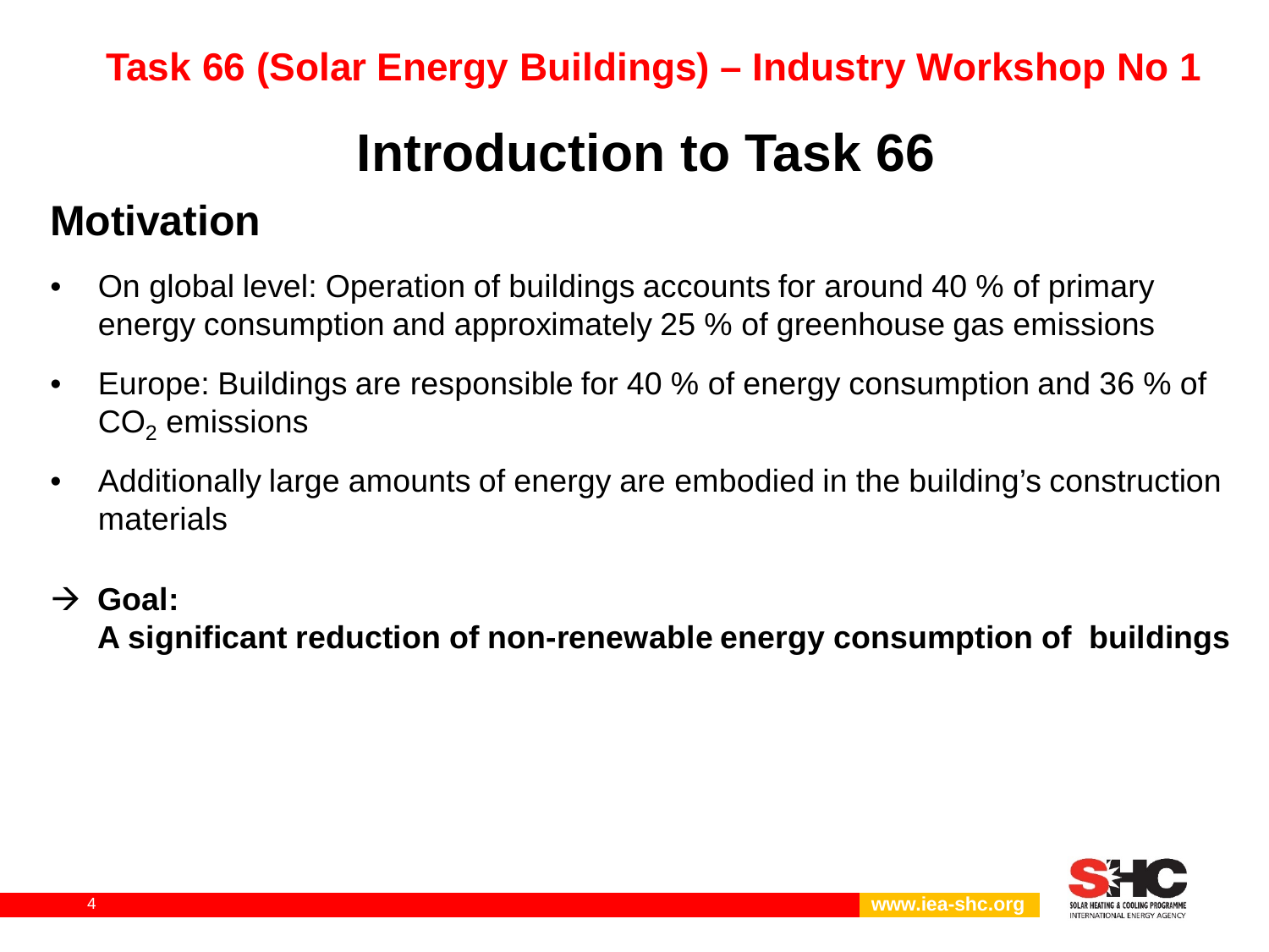Task 66 (Solar Energy Buildings) – Industry Workshop No 1

# Introduction to Task 66

## Motivation

- On global level: Operation of buildings accounts for around 40 % of primary energy consumption and approximately 25 % of greenhouse gas emissions
- Europe: Buildings are responsible for 40 % of energy consumption and 36 % of $CO_2$ emissions
- Additionally large amounts of energy are embodied in the building's construction materials

→ **Goal:**
**A significant reduction of non-renewable energy consumption of buildings**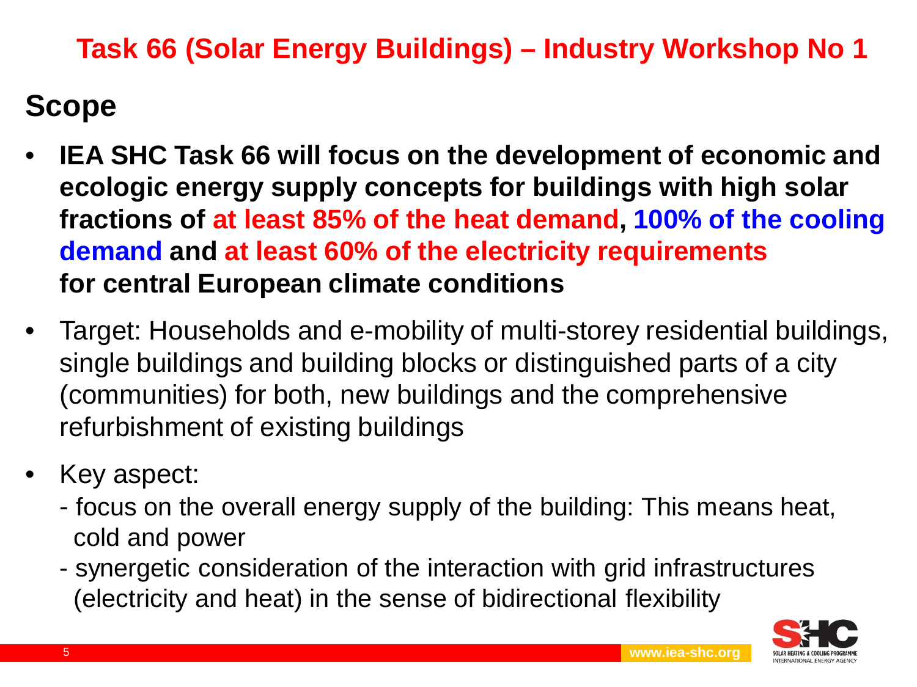## Task 66 (Solar Energy Buildings) – Industry Workshop No 1

# Scope

- **IEA SHC Task 66 will focus on the development of economic and ecologic energy supply concepts for buildings with high solar fractions of at least 85% of the heat demand, 100% of the cooling demand and at least 60% of the electricity requirements for central European climate conditions**
- Target: Households and e-mobility of multi-storey residential buildings, single buildings and building blocks or distinguished parts of a city (communities) for both, new buildings and the comprehensive refurbishment of existing buildings
- Key aspect:
  - focus on the overall energy supply of the building: This means heat, cold and power
  - synergetic consideration of the interaction with grid infrastructures (electricity and heat) in the sense of bidirectional flexibility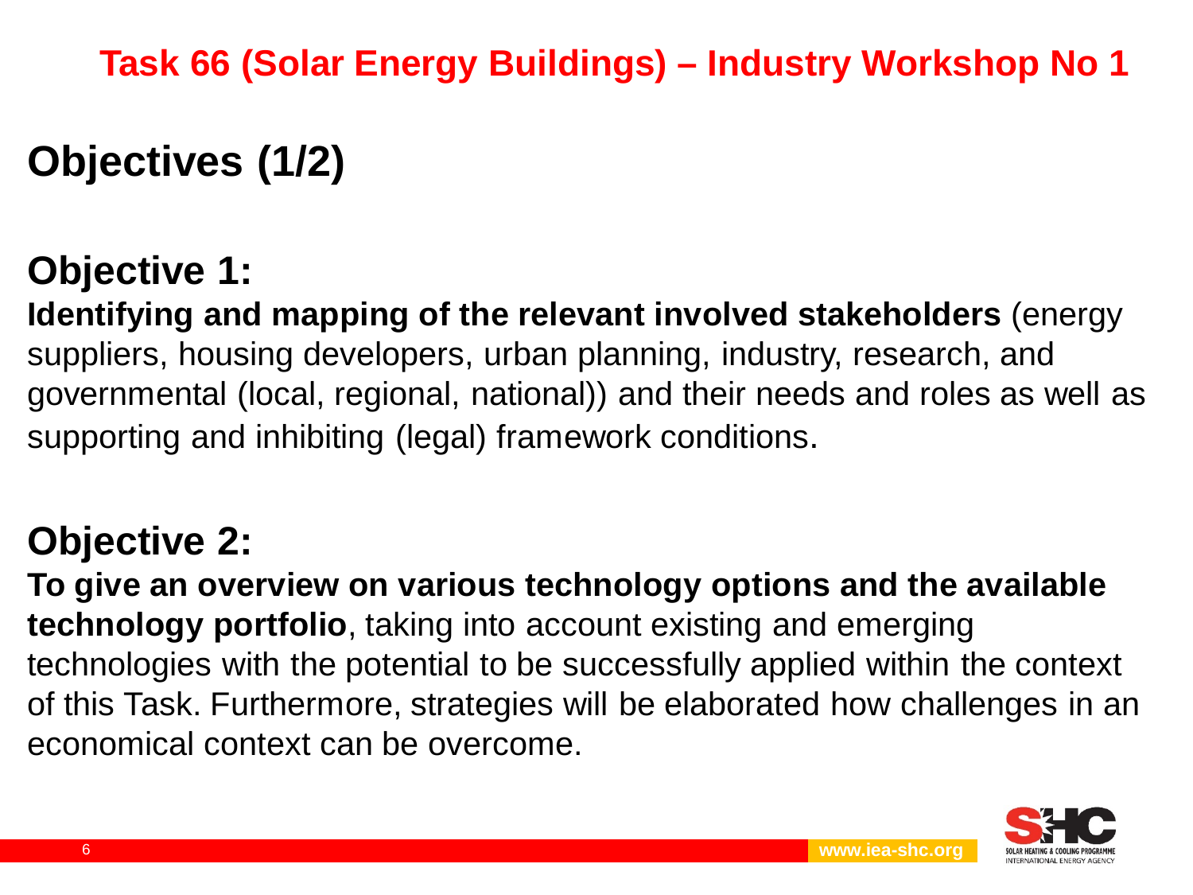Task 66 (Solar Energy Buildings) – Industry Workshop No 1

# Objectives (1/2)

## Objective 1:

**Identifying and mapping of the relevant involved stakeholders** (energy suppliers, housing developers, urban planning, industry, research, and governmental (local, regional, national)) and their needs and roles as well as supporting and inhibiting (legal) framework conditions.

## Objective 2:

**To give an overview on various technology options and the available technology portfolio**, taking into account existing and emerging technologies with the potential to be successfully applied within the context of this Task. Furthermore, strategies will be elaborated how challenges in an economical context can be overcome.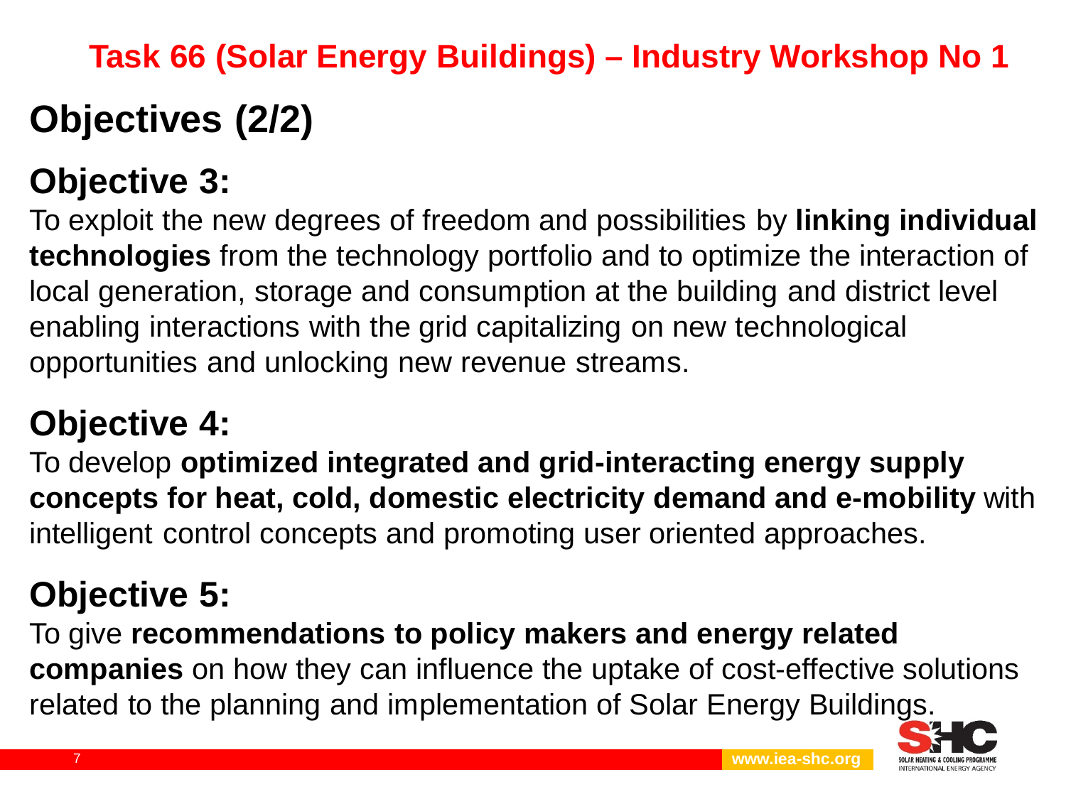Task 66 (Solar Energy Buildings) – Industry Workshop No 1

# Objectives (2/2)

## Objective 3:

To exploit the new degrees of freedom and possibilities by **linking individual technologies** from the technology portfolio and to optimize the interaction of local generation, storage and consumption at the building and district level enabling interactions with the grid capitalizing on new technological opportunities and unlocking new revenue streams.

## Objective 4:

To develop **optimized integrated and grid-interacting energy supply concepts for heat, cold, domestic electricity demand and e-mobility** with intelligent control concepts and promoting user oriented approaches.

## Objective 5:

To give **recommendations to policy makers and energy related companies** on how they can influence the uptake of cost-effective solutions related to the planning and implementation of Solar Energy Buildings.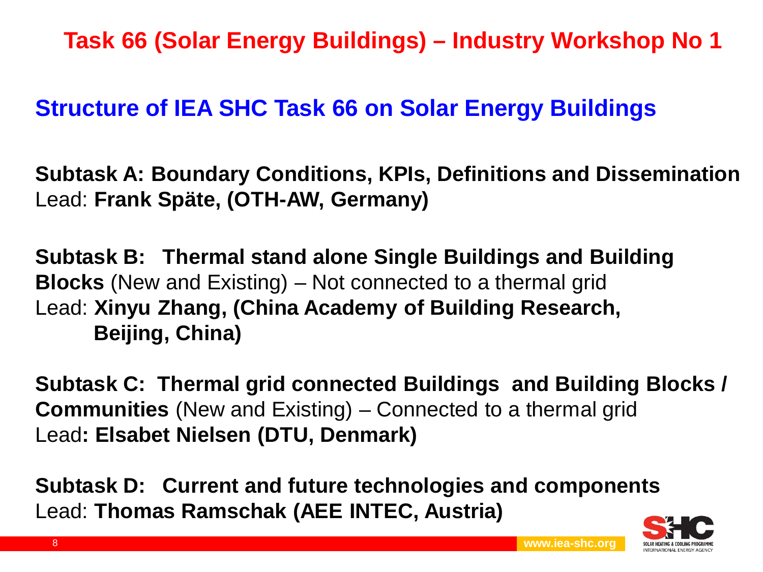# Task 66 (Solar Energy Buildings) – Industry Workshop No 1

## Structure of IEA SHC Task 66 on Solar Energy Buildings

**Subtask A: Boundary Conditions, KPIs, Definitions and Dissemination**
Lead: **Frank Späte, (OTH-AW, Germany)**

**Subtask B: Thermal stand alone Single Buildings and Building Blocks** (New and Existing) – Not connected to a thermal grid
Lead: **Xinyu Zhang, (China Academy of Building Research, Beijing, China)**

**Subtask C: Thermal grid connected Buildings and Building Blocks / Communities** (New and Existing) – Connected to a thermal grid
Lead**: Elsabet Nielsen (DTU, Denmark)**

**Subtask D: Current and future technologies and components**
Lead: **Thomas Ramschak (AEE INTEC, Austria)**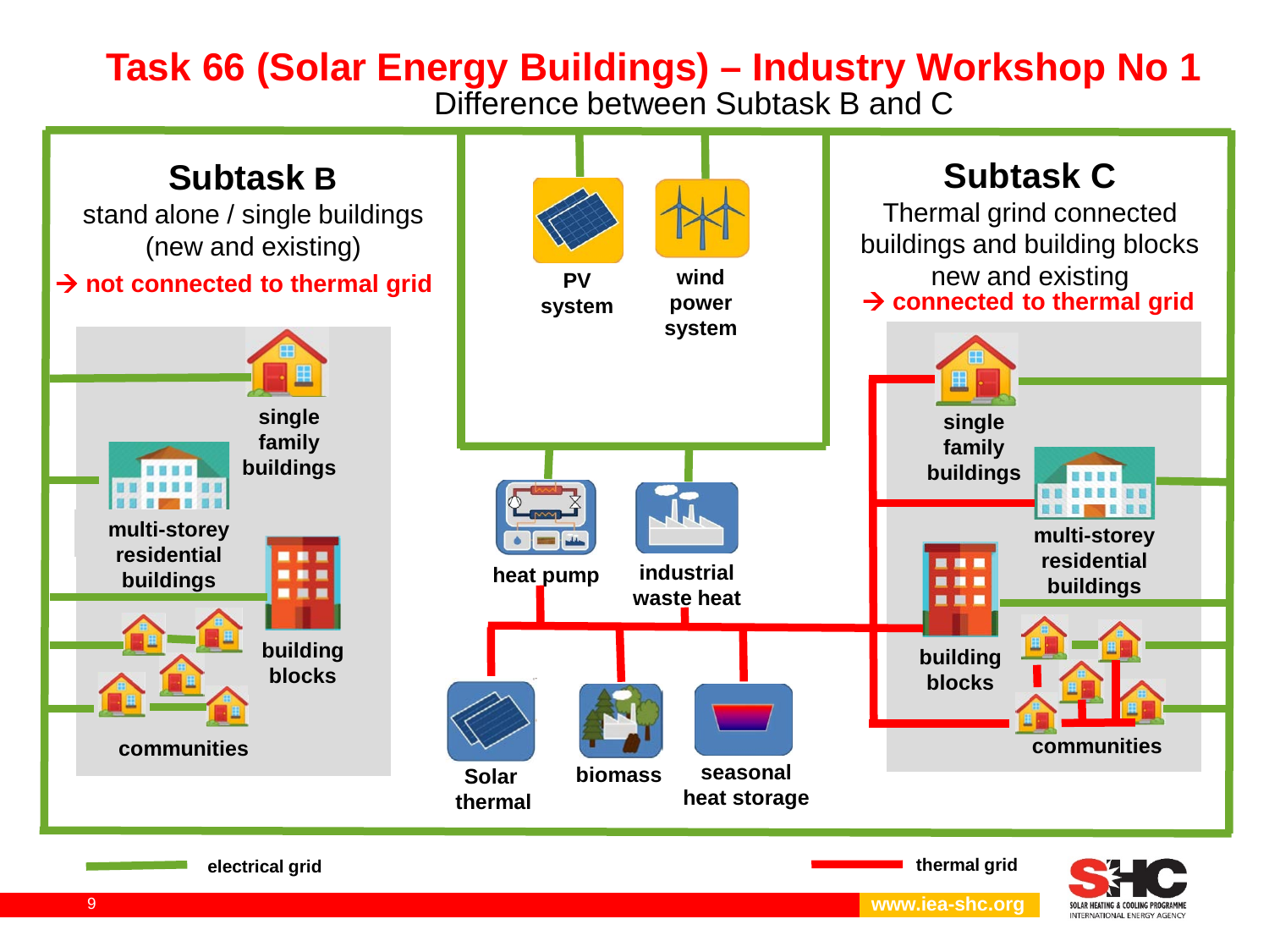# Task 66 (Solar Energy Buildings) – Industry Workshop No 1

Difference between Subtask B and C

## Subtask B

stand alone / single buildings (new and existing)

→ **not connected to thermal grid**

- single family buildings
- multi-storey residential buildings
- building blocks
- communities

**PV system**

**wind power system**

**heat pump**

**industrial waste heat**

**Solar thermal**

**biomass**

**seasonal heat storage**

## Subtask C

Thermal grind connected buildings and building blocks new and existing

→ **connected to thermal grid**

- single family buildings
- multi-storey residential buildings
- building blocks
- communities

**electrical grid**

**thermal grid**

www.iea-shc.org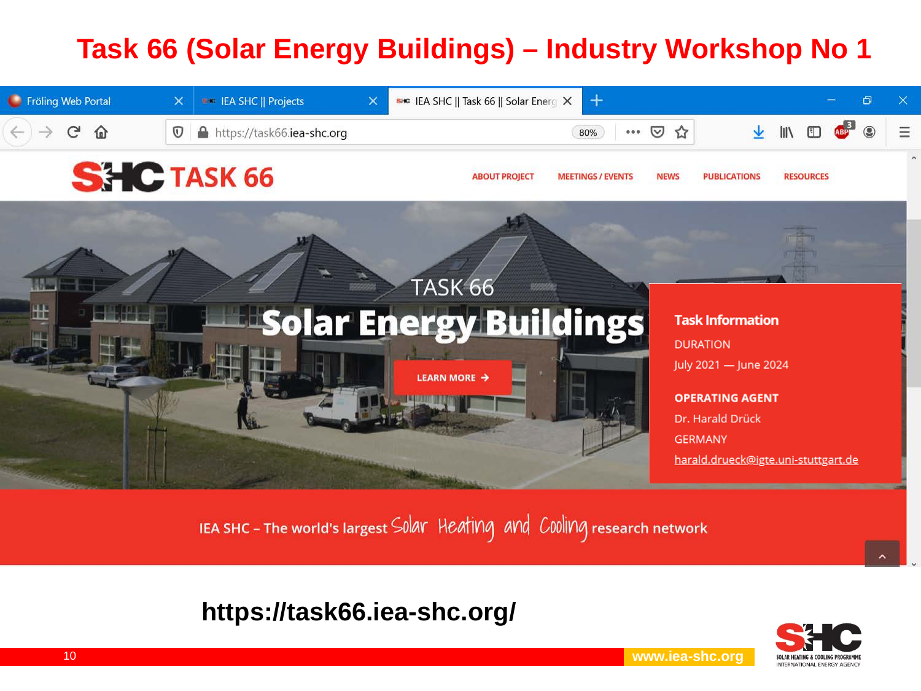# Task 66 (Solar Energy Buildings) – Industry Workshop No 1

TASK 66

**Solar Energy Buildings**

LEARN MORE →

**Task Information**

DURATION

July 2021 — June 2024

**OPERATING AGENT**

Dr. Harald Drück

GERMANY

harald.drueck@igte.uni-stuttgart.de

IEA SHC – The world's largest Solar Heating and Cooling research network

**https://task66.iea-shc.org/**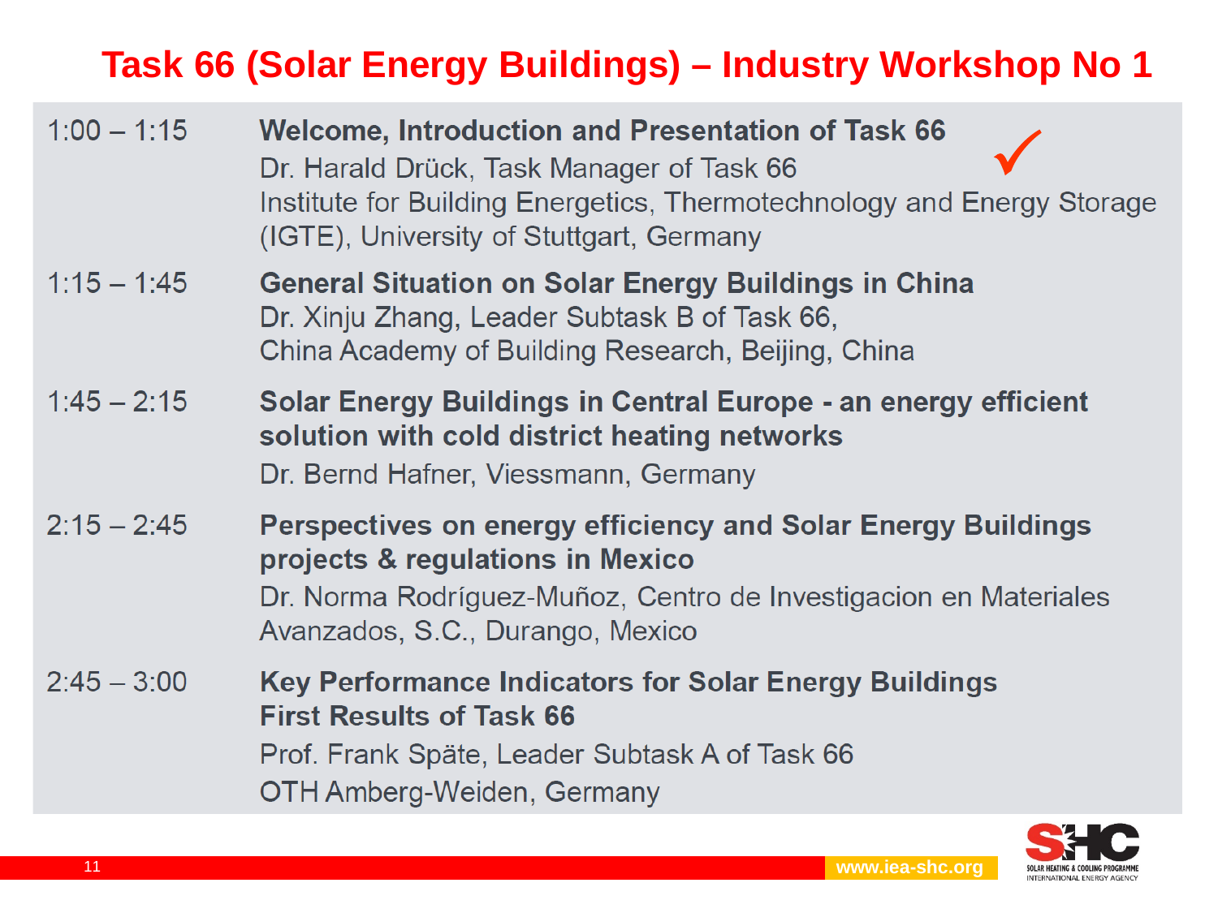# Task 66 (Solar Energy Buildings) – Industry Workshop No 1

| | |
|---|---|
| 1:00 – 1:15 | **Welcome, Introduction and Presentation of Task 66** ✓<br>Dr. Harald Drück, Task Manager of Task 66<br>Institute for Building Energetics, Thermotechnology and Energy Storage (IGTE), University of Stuttgart, Germany |
| 1:15 – 1:45 | **General Situation on Solar Energy Buildings in China**<br>Dr. Xinju Zhang, Leader Subtask B of Task 66,<br>China Academy of Building Research, Beijing, China |
| 1:45 – 2:15 | **Solar Energy Buildings in Central Europe - an energy efficient solution with cold district heating networks**<br>Dr. Bernd Hafner, Viessmann, Germany |
| 2:15 – 2:45 | **Perspectives on energy efficiency and Solar Energy Buildings projects & regulations in Mexico**<br>Dr. Norma Rodríguez-Muñoz, Centro de Investigacion en Materiales Avanzados, S.C., Durango, Mexico |
| 2:45 – 3:00 | **Key Performance Indicators for Solar Energy Buildings First Results of Task 66**<br>Prof. Frank Späte, Leader Subtask A of Task 66<br>OTH Amberg-Weiden, Germany |

www.iea-shc.org

SHC SOLAR HEATING & COOLING PROGRAMME INTERNATIONAL ENERGY AGENCY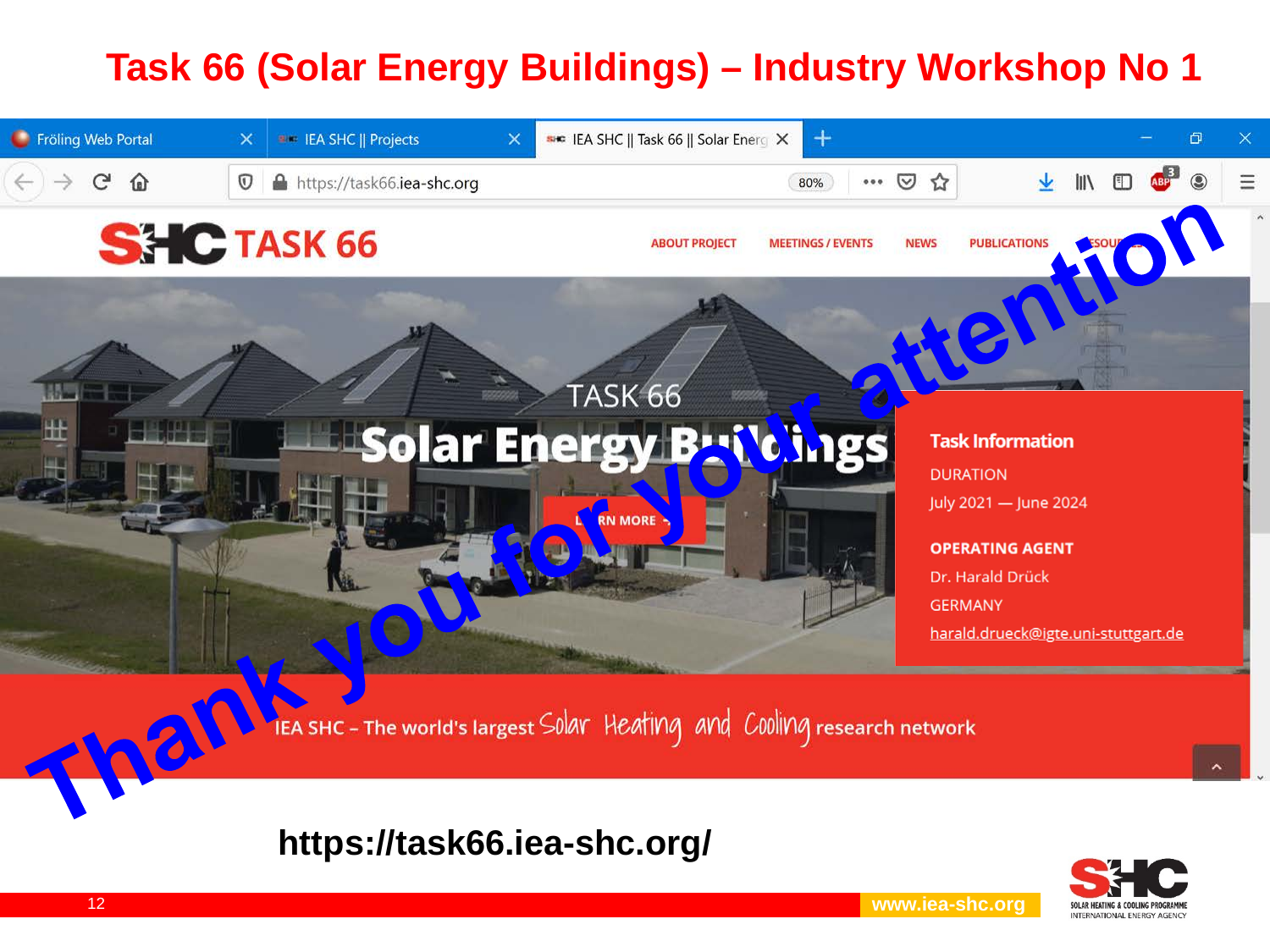# Task 66 (Solar Energy Buildings) – Industry Workshop No 1

Thank you for your attention

https://task66.iea-shc.org/